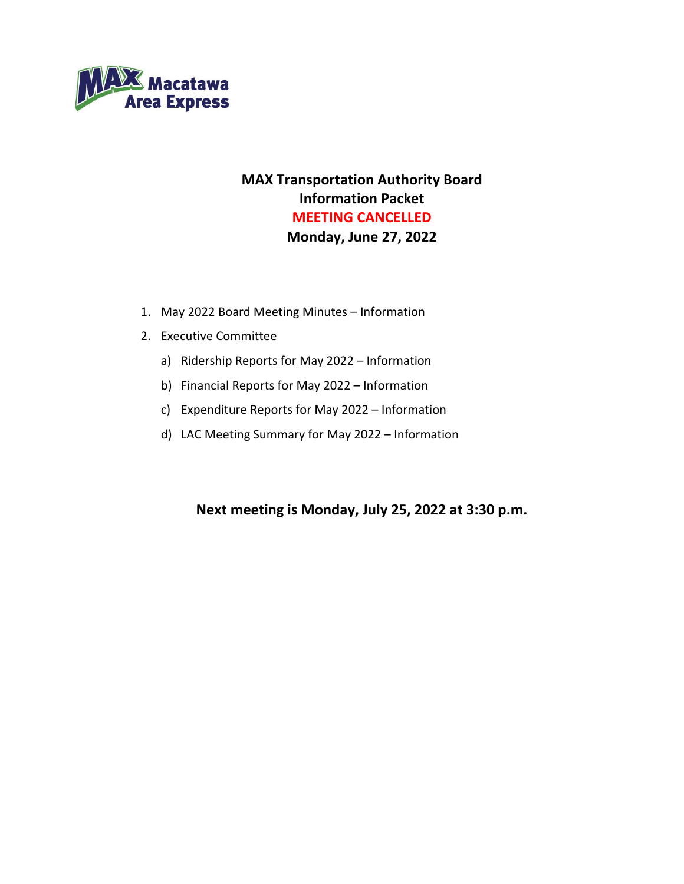MAX Macatawa Area Express

# MAX Transportation Authority Board
## Information Packet
## MEETING CANCELLED
## Monday, June 27, 2022

1. May 2022 Board Meeting Minutes – Information
2. Executive Committee
   a) Ridership Reports for May 2022 – Information
   b) Financial Reports for May 2022 – Information
   c) Expenditure Reports for May 2022 – Information
   d) LAC Meeting Summary for May 2022 – Information

**Next meeting is Monday, July 25, 2022 at 3:30 p.m.**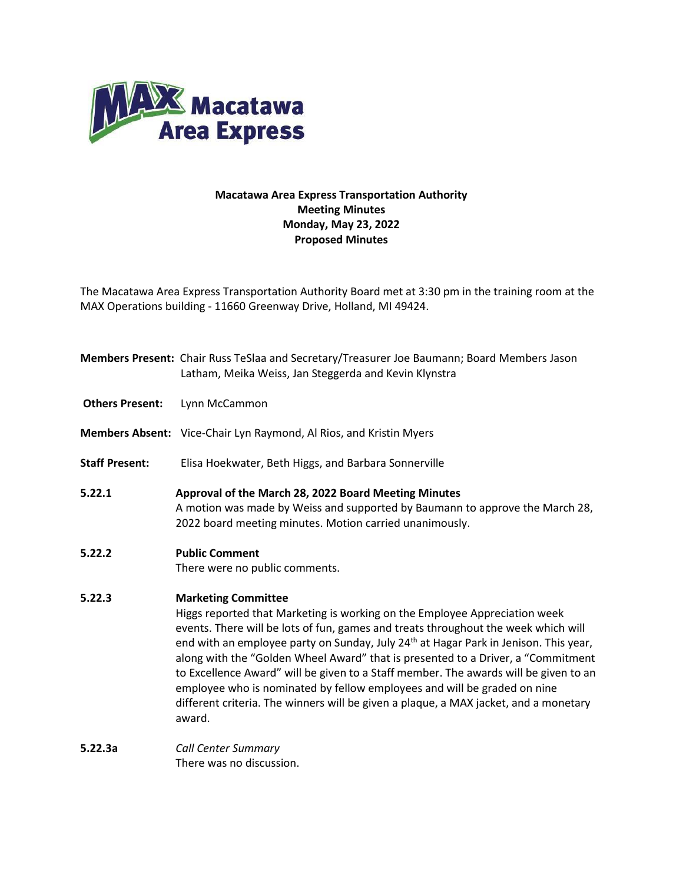**Macatawa Area Express Transportation Authority**
**Meeting Minutes**
**Monday, May 23, 2022**
**Proposed Minutes**

The Macatawa Area Express Transportation Authority Board met at 3:30 pm in the training room at the MAX Operations building - 11660 Greenway Drive, Holland, MI 49424.

**Members Present:** Chair Russ TeSlaa and Secretary/Treasurer Joe Baumann; Board Members Jason Latham, Meika Weiss, Jan Steggerda and Kevin Klynstra

**Others Present:** Lynn McCammon

**Members Absent:** Vice-Chair Lyn Raymond, Al Rios, and Kristin Myers

**Staff Present:** Elisa Hoekwater, Beth Higgs, and Barbara Sonnerville

**5.22.1** **Approval of the March 28, 2022 Board Meeting Minutes**
A motion was made by Weiss and supported by Baumann to approve the March 28, 2022 board meeting minutes. Motion carried unanimously.

**5.22.2** **Public Comment**
There were no public comments.

**5.22.3** **Marketing Committee**
Higgs reported that Marketing is working on the Employee Appreciation week events. There will be lots of fun, games and treats throughout the week which will end with an employee party on Sunday, July 24th at Hagar Park in Jenison. This year, along with the "Golden Wheel Award" that is presented to a Driver, a "Commitment to Excellence Award" will be given to a Staff member. The awards will be given to an employee who is nominated by fellow employees and will be graded on nine different criteria. The winners will be given a plaque, a MAX jacket, and a monetary award.

**5.22.3a** *Call Center Summary*
There was no discussion.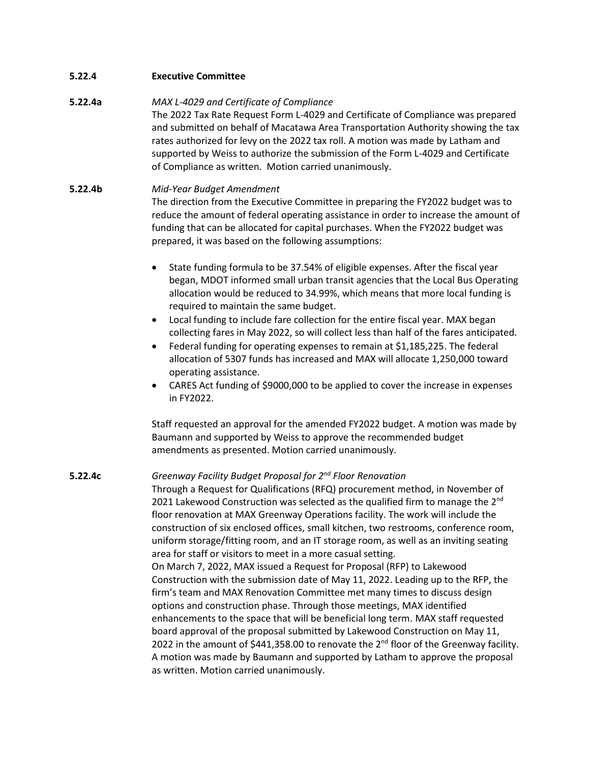**5.22.4 Executive Committee**

**5.22.4a** *MAX L-4029 and Certificate of Compliance*

The 2022 Tax Rate Request Form L-4029 and Certificate of Compliance was prepared and submitted on behalf of Macatawa Area Transportation Authority showing the tax rates authorized for levy on the 2022 tax roll. A motion was made by Latham and supported by Weiss to authorize the submission of the Form L-4029 and Certificate of Compliance as written. Motion carried unanimously.

**5.22.4b** *Mid-Year Budget Amendment*

The direction from the Executive Committee in preparing the FY2022 budget was to reduce the amount of federal operating assistance in order to increase the amount of funding that can be allocated for capital purchases. When the FY2022 budget was prepared, it was based on the following assumptions:

- State funding formula to be 37.54% of eligible expenses. After the fiscal year began, MDOT informed small urban transit agencies that the Local Bus Operating allocation would be reduced to 34.99%, which means that more local funding is required to maintain the same budget.
- Local funding to include fare collection for the entire fiscal year. MAX began collecting fares in May 2022, so will collect less than half of the fares anticipated.
- Federal funding for operating expenses to remain at $1,185,225. The federal allocation of 5307 funds has increased and MAX will allocate 1,250,000 toward operating assistance.
- CARES Act funding of $9000,000 to be applied to cover the increase in expenses in FY2022.

Staff requested an approval for the amended FY2022 budget. A motion was made by Baumann and supported by Weiss to approve the recommended budget amendments as presented. Motion carried unanimously.

**5.22.4c** *Greenway Facility Budget Proposal for 2nd Floor Renovation*

Through a Request for Qualifications (RFQ) procurement method, in November of 2021 Lakewood Construction was selected as the qualified firm to manage the 2nd floor renovation at MAX Greenway Operations facility. The work will include the construction of six enclosed offices, small kitchen, two restrooms, conference room, uniform storage/fitting room, and an IT storage room, as well as an inviting seating area for staff or visitors to meet in a more casual setting.

On March 7, 2022, MAX issued a Request for Proposal (RFP) to Lakewood Construction with the submission date of May 11, 2022. Leading up to the RFP, the firm's team and MAX Renovation Committee met many times to discuss design options and construction phase. Through those meetings, MAX identified enhancements to the space that will be beneficial long term. MAX staff requested board approval of the proposal submitted by Lakewood Construction on May 11, 2022 in the amount of $441,358.00 to renovate the 2nd floor of the Greenway facility. A motion was made by Baumann and supported by Latham to approve the proposal as written. Motion carried unanimously.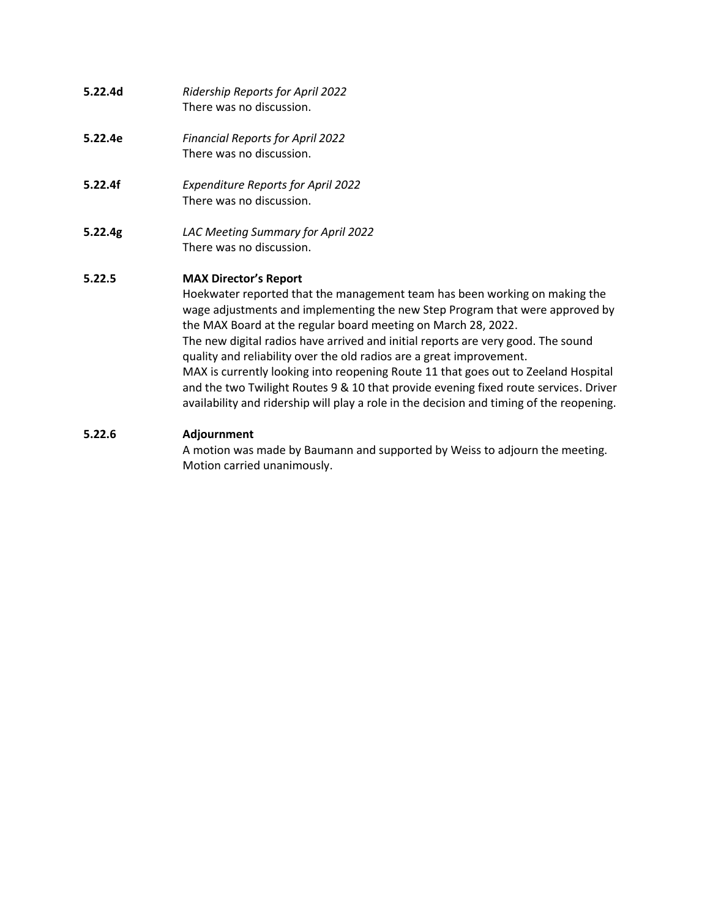**5.22.4d** *Ridership Reports for April 2022*
There was no discussion.

**5.22.4e** *Financial Reports for April 2022*
There was no discussion.

**5.22.4f** *Expenditure Reports for April 2022*
There was no discussion.

**5.22.4g** *LAC Meeting Summary for April 2022*
There was no discussion.

**5.22.5** **MAX Director's Report**

Hoekwater reported that the management team has been working on making the wage adjustments and implementing the new Step Program that were approved by the MAX Board at the regular board meeting on March 28, 2022.

The new digital radios have arrived and initial reports are very good. The sound quality and reliability over the old radios are a great improvement.

MAX is currently looking into reopening Route 11 that goes out to Zeeland Hospital and the two Twilight Routes 9 & 10 that provide evening fixed route services. Driver availability and ridership will play a role in the decision and timing of the reopening.

**5.22.6** **Adjournment**

A motion was made by Baumann and supported by Weiss to adjourn the meeting. Motion carried unanimously.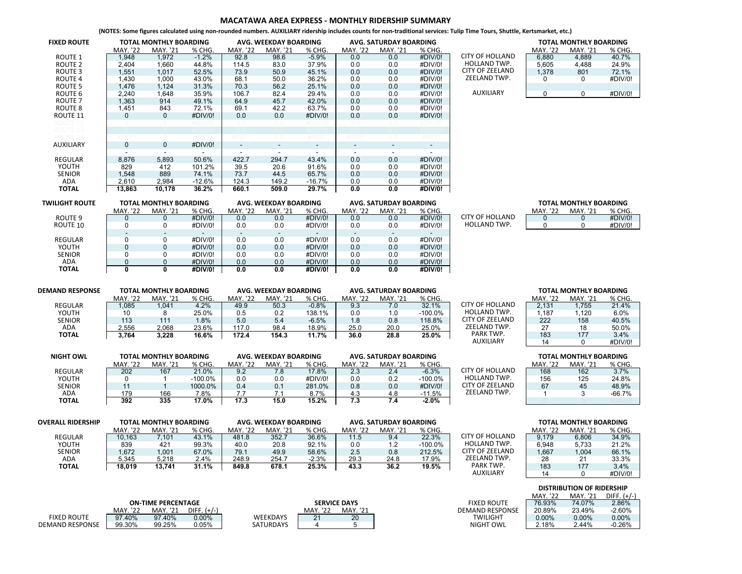# MACATAWA AREA EXPRESS - MONTHLY RIDERSHIP SUMMARY

**(NOTES: Some figures calculated using non-rounded numbers. AUXILIARY ridership includes counts for non-traditional services: Tulip Time Tours, Shuttle, Kertsmarket, etc.)**

| FIXED ROUTE | TOTAL MONTHLY BOARDING | | | AVG. WEEKDAY BOARDING | | | AVG. SATURDAY BOARDING | | |
|---|---|---|---|---|---|---|---|---|---|
| | MAY. '22 | MAY. '21 | % CHG. | MAY. '22 | MAY. '21 | % CHG. | MAY. '22 | MAY. '21 | % CHG. |
| ROUTE 1 | 1,948 | 1,972 | -1.2% | 92.8 | 98.6 | -5.9% | 0.0 | 0.0 | #DIV/0! |
| ROUTE 2 | 2,404 | 1,660 | 44.8% | 114.5 | 83.0 | 37.9% | 0.0 | 0.0 | #DIV/0! |
| ROUTE 3 | 1,551 | 1,017 | 52.5% | 73.9 | 50.9 | 45.1% | 0.0 | 0.0 | #DIV/0! |
| ROUTE 4 | 1,430 | 1,000 | 43.0% | 68.1 | 50.0 | 36.2% | 0.0 | 0.0 | #DIV/0! |
| ROUTE 5 | 1,476 | 1,124 | 31.3% | 70.3 | 56.2 | 25.1% | 0.0 | 0.0 | #DIV/0! |
| ROUTE 6 | 2,240 | 1,648 | 35.9% | 106.7 | 82.4 | 29.4% | 0.0 | 0.0 | #DIV/0! |
| ROUTE 7 | 1,363 | 914 | 49.1% | 64.9 | 45.7 | 42.0% | 0.0 | 0.0 | #DIV/0! |
| ROUTE 8 | 1,451 | 843 | 72.1% | 69.1 | 42.2 | 63.7% | 0.0 | 0.0 | #DIV/0! |
| ROUTE 11 | 0 | 0 | #DIV/0! | 0.0 | 0.0 | #DIV/0! | 0.0 | 0.0 | #DIV/0! |
| ROUTE 12 | 0 | 0 | #DIV/0! | 0.0 | 0.0 | #DIV/0! | 0.0 | 0.0 | #DIV/0! |
| ROUTE 13 | 0 | 0 | #DIV/0! | 0.0 | 0.0 | #DIV/0! | 0.0 | 0.0 | #DIV/0! |
| ROUTE 14 | #REF! | 0 | #REF! | #REF! | 0.0 | #REF! | #REF! | 0.0 | #REF! |
| AUXILIARY | 0 | 0 | #DIV/0! | - | - | - | - | - | - |
| | - | - | - | - | - | - | - | - | - |
| REGULAR | 8,876 | 5,893 | 50.6% | 422.7 | 294.7 | 43.4% | 0.0 | 0.0 | #DIV/0! |
| YOUTH | 829 | 412 | 101.2% | 39.5 | 20.6 | 91.6% | 0.0 | 0.0 | #DIV/0! |
| SENIOR | 1,548 | 889 | 74.1% | 73.7 | 44.5 | 65.7% | 0.0 | 0.0 | #DIV/0! |
| ADA | 2,610 | 2,984 | -12.6% | 124.3 | 149.2 | -16.7% | 0.0 | 0.0 | #DIV/0! |
| **TOTAL** | **13,863** | **10,178** | **36.2%** | **660.1** | **509.0** | **29.7%** | **0.0** | **0.0** | **#DIV/0!** |

| FIXED ROUTE | TOTAL MONTHLY BOARDING | | |
|---|---|---|---|
| | MAY. '22 | MAY. '21 | % CHG. |
| CITY OF HOLLAND | 6,880 | 4,889 | 40.7% |
| HOLLAND TWP. | 5,605 | 4,488 | 24.9% |
| CITY OF ZEELAND | 1,378 | 801 | 72.1% |
| ZEELAND TWP. | 0 | 0 | #DIV/0! |
| PARK TWP. | 0 | 0 | #DIV/0! |
| AUXILIARY | 0 | 0 | #DIV/0! |

| TWILIGHT ROUTE | TOTAL MONTHLY BOARDING | | | AVG. WEEKDAY BOARDING | | | AVG. SATURDAY BOARDING | | |
|---|---|---|---|---|---|---|---|---|---|
| | MAY. '22 | MAY. '21 | % CHG. | MAY. '22 | MAY. '21 | % CHG. | MAY. '22 | MAY. '21 | % CHG. |
| ROUTE 9 | 0 | 0 | #DIV/0! | 0.0 | 0.0 | #DIV/0! | 0.0 | 0.0 | #DIV/0! |
| ROUTE 10 | 0 | 0 | #DIV/0! | 0.0 | 0.0 | #DIV/0! | 0.0 | 0.0 | #DIV/0! |
| | - | - | - | - | - | - | - | - | - |
| REGULAR | 0 | 0 | #DIV/0! | 0.0 | 0.0 | #DIV/0! | 0.0 | 0.0 | #DIV/0! |
| YOUTH | 0 | 0 | #DIV/0! | 0.0 | 0.0 | #DIV/0! | 0.0 | 0.0 | #DIV/0! |
| SENIOR | 0 | 0 | #DIV/0! | 0.0 | 0.0 | #DIV/0! | 0.0 | 0.0 | #DIV/0! |
| ADA | 0 | 0 | #DIV/0! | 0.0 | 0.0 | #DIV/0! | 0.0 | 0.0 | #DIV/0! |
| **TOTAL** | **0** | **0** | **#DIV/0!** | **0.0** | **0.0** | **#DIV/0!** | **0.0** | **0.0** | **#DIV/0!** |

| TWILIGHT ROUTE | TOTAL MONTHLY BOARDING | | |
|---|---|---|---|
| | MAY. '22 | MAY. '21 | % CHG. |
| CITY OF HOLLAND | 0 | 0 | #DIV/0! |
| HOLLAND TWP. | 0 | 0 | #DIV/0! |

| DEMAND RESPONSE | TOTAL MONTHLY BOARDING | | | AVG. WEEKDAY BOARDING | | | AVG. SATURDAY BOARDING | | |
|---|---|---|---|---|---|---|---|---|---|
| | MAY. '22 | MAY. '21 | % CHG. | MAY. '22 | MAY. '21 | % CHG. | MAY. '22 | MAY. '21 | % CHG. |
| REGULAR | 1,085 | 1,041 | 4.2% | 49.9 | 50.3 | -0.8% | 9.3 | 7.0 | 32.1% |
| YOUTH | 10 | 8 | 25.0% | 0.5 | 0.2 | 138.1% | 0.0 | 1.0 | -100.0% |
| SENIOR | 113 | 111 | 1.8% | 5.0 | 5.4 | -6.5% | 1.8 | 0.8 | 118.8% |
| ADA | 2,556 | 2,068 | 23.6% | 117.0 | 98.4 | 18.9% | 25.0 | 20.0 | 25.0% |
| **TOTAL** | **3,764** | **3,228** | **16.6%** | **172.4** | **154.3** | **11.7%** | **36.0** | **28.8** | **25.0%** |

| DEMAND RESPONSE | TOTAL MONTHLY BOARDING | | |
|---|---|---|---|
| | MAY. '22 | MAY. '21 | % CHG. |
| CITY OF HOLLAND | 2,131 | 1,755 | 21.4% |
| HOLLAND TWP. | 1,187 | 1,120 | 6.0% |
| CITY OF ZEELAND | 222 | 158 | 40.5% |
| ZEELAND TWP. | 27 | 18 | 50.0% |
| PARK TWP. | 183 | 177 | 3.4% |
| AUXILIARY | 14 | 0 | #DIV/0! |

| NIGHT OWL | TOTAL MONTHLY BOARDING | | | AVG. WEEKDAY BOARDING | | | AVG. SATURDAY BOARDING | | |
|---|---|---|---|---|---|---|---|---|---|
| | MAY. '22 | MAY. '21 | % CHG. | MAY. '22 | MAY. '21 | % CHG. | MAY. '22 | MAY. '21 | % CHG. |
| REGULAR | 202 | 167 | 21.0% | 9.2 | 7.8 | 17.8% | 2.3 | 2.4 | -6.3% |
| YOUTH | 0 | 1 | -100.0% | 0.0 | 0.0 | #DIV/0! | 0.0 | 0.2 | -100.0% |
| SENIOR | 11 | 1 | 1000.0% | 0.4 | 0.1 | 281.0% | 0.8 | 0.0 | #DIV/0! |
| ADA | 179 | 166 | 7.8% | 7.7 | 7.1 | 8.7% | 4.3 | 4.8 | -11.5% |
| **TOTAL** | **392** | **335** | **17.0%** | **17.3** | **15.0** | **15.2%** | **7.3** | **7.4** | **-2.0%** |

| NIGHT OWL | TOTAL MONTHLY BOARDING | | |
|---|---|---|---|
| | MAY. '22 | MAY. '21 | % CHG. |
| CITY OF HOLLAND | 168 | 162 | 3.7% |
| HOLLAND TWP. | 156 | 125 | 24.8% |
| CITY OF ZEELAND | 67 | 45 | 48.9% |
| ZEELAND TWP. | 1 | 3 | -66.7% |
| - | 0 | 0 | #DIV/0! |

| OVERALL RIDERSHIP | TOTAL MONTHLY BOARDING | | | AVG. WEEKDAY BOARDING | | | AVG. SATURDAY BOARDING | | |
|---|---|---|---|---|---|---|---|---|---|
| | MAY. '22 | MAY. '21 | % CHG. | MAY. '22 | MAY. '21 | % CHG. | MAY. '22 | MAY. '21 | % CHG. |
| REGULAR | 10,163 | 7,101 | 43.1% | 481.8 | 352.7 | 36.6% | 11.5 | 9.4 | 22.3% |
| YOUTH | 839 | 421 | 99.3% | 40.0 | 20.8 | 92.1% | 0.0 | 1.2 | -100.0% |
| SENIOR | 1,672 | 1,001 | 67.0% | 79.1 | 49.9 | 58.6% | 2.5 | 0.8 | 212.5% |
| ADA | 5,345 | 5,218 | 2.4% | 248.9 | 254.7 | -2.3% | 29.3 | 24.8 | 17.9% |
| **TOTAL** | **18,019** | **13,741** | **31.1%** | **849.8** | **678.1** | **25.3%** | **43.3** | **36.2** | **19.5%** |

| OVERALL RIDERSHIP | TOTAL MONTHLY BOARDING | | |
|---|---|---|---|
| | MAY. '22 | MAY. '21 | % CHG. |
| CITY OF HOLLAND | 9,179 | 6,806 | 34.9% |
| HOLLAND TWP. | 6,948 | 5,733 | 21.2% |
| CITY OF ZEELAND | 1,667 | 1,004 | 66.1% |
| ZEELAND TWP. | 28 | 21 | 33.3% |
| PARK TWP. | 183 | 177 | 3.4% |
| AUXILIARY | 14 | 0 | #DIV/0! |

| ON-TIME PERCENTAGE | MAY. '22 | MAY. '21 | DIFF. (+/-) |
|---|---|---|---|
| FIXED ROUTE | 97.40% | 97.40% | 0.00% |
| DEMAND RESPONSE | 99.30% | 99.25% | 0.05% |

| SERVICE DAYS | MAY. '22 | MAY. '21 |
|---|---|---|
| WEEKDAYS | 21 | 20 |
| SATURDAYS | 4 | 5 |

| DISTRIBUTION OF RIDERSHIP | MAY. '22 | MAY. '21 | DIFF. (+/-) |
|---|---|---|---|
| FIXED ROUTE | 76.93% | 74.07% | 2.86% |
| DEMAND RESPONSE | 20.89% | 23.49% | -2.60% |
| TWILIGHT | 0.00% | 0.00% | 0.00% |
| NIGHT OWL | 2.18% | 2.44% | -0.26% |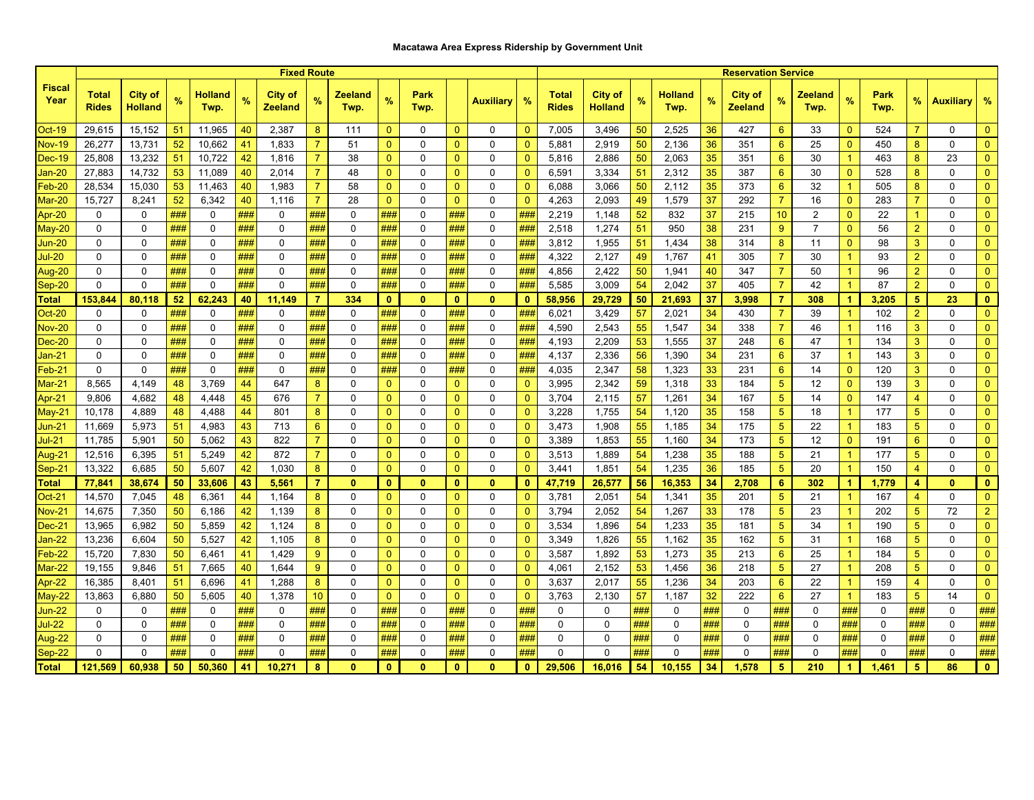# Macatawa Area Express Ridership by Government Unit

| Fiscal Year | Fixed Route | | | | | | | | | | | | | Reservation Service | | | | | | | | | | | | | |
|---|---|---|---|---|---|---|---|---|---|---|---|---|---|---|---|---|---|---|---|---|---|---|---|---|---|---|---|
| | Total Rides | City of Holland | % | Holland Twp. | % | City of Zeeland | % | Zeeland Twp. | % | Park Twp. | | Auxiliary | % | Total Rides | City of Holland | % | Holland Twp. | % | City of Zeeland | % | Zeeland Twp. | % | Park Twp. | % | Auxiliary | % |
| Oct-19 | 29,615 | 15,152 | 51 | 11,965 | 40 | 2,387 | 8 | 111 | 0 | 0 | 0 | 0 | 0 | 7,005 | 3,496 | 50 | 2,525 | 36 | 427 | 6 | 33 | 0 | 524 | 7 | 0 | 0 |
| Nov-19 | 26,277 | 13,731 | 52 | 10,662 | 41 | 1,833 | 7 | 51 | 0 | 0 | 0 | 0 | 0 | 5,881 | 2,919 | 50 | 2,136 | 36 | 351 | 6 | 25 | 0 | 450 | 8 | 0 | 0 |
| Dec-19 | 25,808 | 13,232 | 51 | 10,722 | 42 | 1,816 | 7 | 38 | 0 | 0 | 0 | 0 | 0 | 5,816 | 2,886 | 50 | 2,063 | 35 | 351 | 6 | 30 | 1 | 463 | 8 | 23 | 0 |
| Jan-20 | 27,883 | 14,732 | 53 | 11,089 | 40 | 2,014 | 7 | 48 | 0 | 0 | 0 | 0 | 0 | 6,591 | 3,334 | 51 | 2,312 | 35 | 387 | 6 | 30 | 0 | 528 | 8 | 0 | 0 |
| Feb-20 | 28,534 | 15,030 | 53 | 11,463 | 40 | 1,983 | 7 | 58 | 0 | 0 | 0 | 0 | 0 | 6,088 | 3,066 | 50 | 2,112 | 35 | 373 | 6 | 32 | 1 | 505 | 8 | 0 | 0 |
| Mar-20 | 15,727 | 8,241 | 52 | 6,342 | 40 | 1,116 | 7 | 28 | 0 | 0 | 0 | 0 | 0 | 4,263 | 2,093 | 49 | 1,579 | 37 | 292 | 7 | 16 | 0 | 283 | 7 | 0 | 0 |
| Apr-20 | 0 | 0 | ### | 0 | ### | 0 | ### | 0 | ### | 0 | ### | 0 | ### | 2,219 | 1,148 | 52 | 832 | 37 | 215 | 10 | 2 | 0 | 22 | 1 | 0 | 0 |
| May-20 | 0 | 0 | ### | 0 | ### | 0 | ### | 0 | ### | 0 | ### | 0 | ### | 2,518 | 1,274 | 51 | 950 | 38 | 231 | 9 | 7 | 0 | 56 | 2 | 0 | 0 |
| Jun-20 | 0 | 0 | ### | 0 | ### | 0 | ### | 0 | ### | 0 | ### | 0 | ### | 3,812 | 1,955 | 51 | 1,434 | 38 | 314 | 8 | 11 | 0 | 98 | 3 | 0 | 0 |
| Jul-20 | 0 | 0 | ### | 0 | ### | 0 | ### | 0 | ### | 0 | ### | 0 | ### | 4,322 | 2,127 | 49 | 1,767 | 41 | 305 | 7 | 30 | 1 | 93 | 2 | 0 | 0 |
| Aug-20 | 0 | 0 | ### | 0 | ### | 0 | ### | 0 | ### | 0 | ### | 0 | ### | 4,856 | 2,422 | 50 | 1,941 | 40 | 347 | 7 | 50 | 1 | 96 | 2 | 0 | 0 |
| Sep-20 | 0 | 0 | ### | 0 | ### | 0 | ### | 0 | ### | 0 | ### | 0 | ### | 5,585 | 3,009 | 54 | 2,042 | 37 | 405 | 7 | 42 | 1 | 87 | 2 | 0 | 0 |
| **Total** | **153,844** | **80,118** | **52** | **62,243** | **40** | **11,149** | **7** | **334** | **0** | **0** | **0** | **0** | **0** | **58,956** | **29,729** | **50** | **21,693** | **37** | **3,998** | **7** | **308** | **1** | **3,205** | **5** | **23** | **0** |
| Oct-20 | 0 | 0 | ### | 0 | ### | 0 | ### | 0 | ### | 0 | ### | 0 | ### | 6,021 | 3,429 | 57 | 2,021 | 34 | 430 | 7 | 39 | 1 | 102 | 2 | 0 | 0 |
| Nov-20 | 0 | 0 | ### | 0 | ### | 0 | ### | 0 | ### | 0 | ### | 0 | ### | 4,590 | 2,543 | 55 | 1,547 | 34 | 338 | 7 | 46 | 1 | 116 | 3 | 0 | 0 |
| Dec-20 | 0 | 0 | ### | 0 | ### | 0 | ### | 0 | ### | 0 | ### | 0 | ### | 4,193 | 2,209 | 53 | 1,555 | 37 | 248 | 6 | 47 | 1 | 134 | 3 | 0 | 0 |
| Jan-21 | 0 | 0 | ### | 0 | ### | 0 | ### | 0 | ### | 0 | ### | 0 | ### | 4,137 | 2,336 | 56 | 1,390 | 34 | 231 | 6 | 37 | 1 | 143 | 3 | 0 | 0 |
| Feb-21 | 0 | 0 | ### | 0 | ### | 0 | ### | 0 | ### | 0 | ### | 0 | ### | 4,035 | 2,347 | 58 | 1,323 | 33 | 231 | 6 | 14 | 0 | 120 | 3 | 0 | 0 |
| Mar-21 | 8,565 | 4,149 | 48 | 3,769 | 44 | 647 | 8 | 0 | 0 | 0 | 0 | 0 | 0 | 3,995 | 2,342 | 59 | 1,318 | 33 | 184 | 5 | 12 | 0 | 139 | 3 | 0 | 0 |
| Apr-21 | 9,806 | 4,682 | 48 | 4,448 | 45 | 676 | 7 | 0 | 0 | 0 | 0 | 0 | 0 | 3,704 | 2,115 | 57 | 1,261 | 34 | 167 | 5 | 14 | 0 | 147 | 4 | 0 | 0 |
| May-21 | 10,178 | 4,889 | 48 | 4,488 | 44 | 801 | 8 | 0 | 0 | 0 | 0 | 0 | 0 | 3,228 | 1,755 | 54 | 1,120 | 35 | 158 | 5 | 18 | 1 | 177 | 5 | 0 | 0 |
| Jun-21 | 11,669 | 5,973 | 51 | 4,983 | 43 | 713 | 6 | 0 | 0 | 0 | 0 | 0 | 0 | 3,473 | 1,908 | 55 | 1,185 | 34 | 175 | 5 | 22 | 1 | 183 | 5 | 0 | 0 |
| Jul-21 | 11,785 | 5,901 | 50 | 5,062 | 43 | 822 | 7 | 0 | 0 | 0 | 0 | 0 | 0 | 3,389 | 1,853 | 55 | 1,160 | 34 | 173 | 5 | 12 | 0 | 191 | 6 | 0 | 0 |
| Aug-21 | 12,516 | 6,395 | 51 | 5,249 | 42 | 872 | 7 | 0 | 0 | 0 | 0 | 0 | 0 | 3,513 | 1,889 | 54 | 1,238 | 35 | 188 | 5 | 21 | 1 | 177 | 5 | 0 | 0 |
| Sep-21 | 13,322 | 6,685 | 50 | 5,607 | 42 | 1,030 | 8 | 0 | 0 | 0 | 0 | 0 | 0 | 3,441 | 1,851 | 54 | 1,235 | 36 | 185 | 5 | 20 | 1 | 150 | 4 | 0 | 0 |
| **Total** | **77,841** | **38,674** | **50** | **33,606** | **43** | **5,561** | **7** | **0** | **0** | **0** | **0** | **0** | **0** | **47,719** | **26,577** | **56** | **16,353** | **34** | **2,708** | **6** | **302** | **1** | **1,779** | **4** | **0** | **0** |
| Oct-21 | 14,570 | 7,045 | 48 | 6,361 | 44 | 1,164 | 8 | 0 | 0 | 0 | 0 | 0 | 0 | 3,781 | 2,051 | 54 | 1,341 | 35 | 201 | 5 | 21 | 1 | 167 | 4 | 0 | 0 |
| Nov-21 | 14,675 | 7,350 | 50 | 6,186 | 42 | 1,139 | 8 | 0 | 0 | 0 | 0 | 0 | 0 | 3,794 | 2,052 | 54 | 1,267 | 33 | 178 | 5 | 23 | 1 | 202 | 5 | 72 | 2 |
| Dec-21 | 13,965 | 6,982 | 50 | 5,859 | 42 | 1,124 | 8 | 0 | 0 | 0 | 0 | 0 | 0 | 3,534 | 1,896 | 54 | 1,233 | 35 | 181 | 5 | 34 | 1 | 190 | 5 | 0 | 0 |
| Jan-22 | 13,236 | 6,604 | 50 | 5,527 | 42 | 1,105 | 8 | 0 | 0 | 0 | 0 | 0 | 0 | 3,349 | 1,826 | 55 | 1,162 | 35 | 162 | 5 | 31 | 1 | 168 | 5 | 0 | 0 |
| Feb-22 | 15,720 | 7,830 | 50 | 6,461 | 41 | 1,429 | 9 | 0 | 0 | 0 | 0 | 0 | 0 | 3,587 | 1,892 | 53 | 1,273 | 35 | 213 | 6 | 25 | 1 | 184 | 5 | 0 | 0 |
| Mar-22 | 19,155 | 9,846 | 51 | 7,665 | 40 | 1,644 | 9 | 0 | 0 | 0 | 0 | 0 | 0 | 4,061 | 2,152 | 53 | 1,456 | 36 | 218 | 5 | 27 | 1 | 208 | 5 | 0 | 0 |
| Apr-22 | 16,385 | 8,401 | 51 | 6,696 | 41 | 1,288 | 8 | 0 | 0 | 0 | 0 | 0 | 0 | 3,637 | 2,017 | 55 | 1,236 | 34 | 203 | 6 | 22 | 1 | 159 | 4 | 0 | 0 |
| May-22 | 13,863 | 6,880 | 50 | 5,605 | 40 | 1,378 | 10 | 0 | 0 | 0 | 0 | 0 | 0 | 3,763 | 2,130 | 57 | 1,187 | 32 | 222 | 6 | 27 | 1 | 183 | 5 | 14 | 0 |
| Jun-22 | 0 | 0 | ### | 0 | ### | 0 | ### | 0 | ### | 0 | ### | 0 | ### | 0 | 0 | ### | 0 | ### | 0 | ### | 0 | ### | 0 | ### | 0 | ### |
| Jul-22 | 0 | 0 | ### | 0 | ### | 0 | ### | 0 | ### | 0 | ### | 0 | ### | 0 | 0 | ### | 0 | ### | 0 | ### | 0 | ### | 0 | ### | 0 | ### |
| Aug-22 | 0 | 0 | ### | 0 | ### | 0 | ### | 0 | ### | 0 | ### | 0 | ### | 0 | 0 | ### | 0 | ### | 0 | ### | 0 | ### | 0 | ### | 0 | ### |
| Sep-22 | 0 | 0 | ### | 0 | ### | 0 | ### | 0 | ### | 0 | ### | 0 | ### | 0 | 0 | ### | 0 | ### | 0 | ### | 0 | ### | 0 | ### | 0 | ### |
| **Total** | **121,569** | **60,938** | **50** | **50,360** | **41** | **10,271** | **8** | **0** | **0** | **0** | **0** | **0** | **0** | **29,506** | **16,016** | **54** | **10,155** | **34** | **1,578** | **5** | **210** | **1** | **1,461** | **5** | **86** | **0** |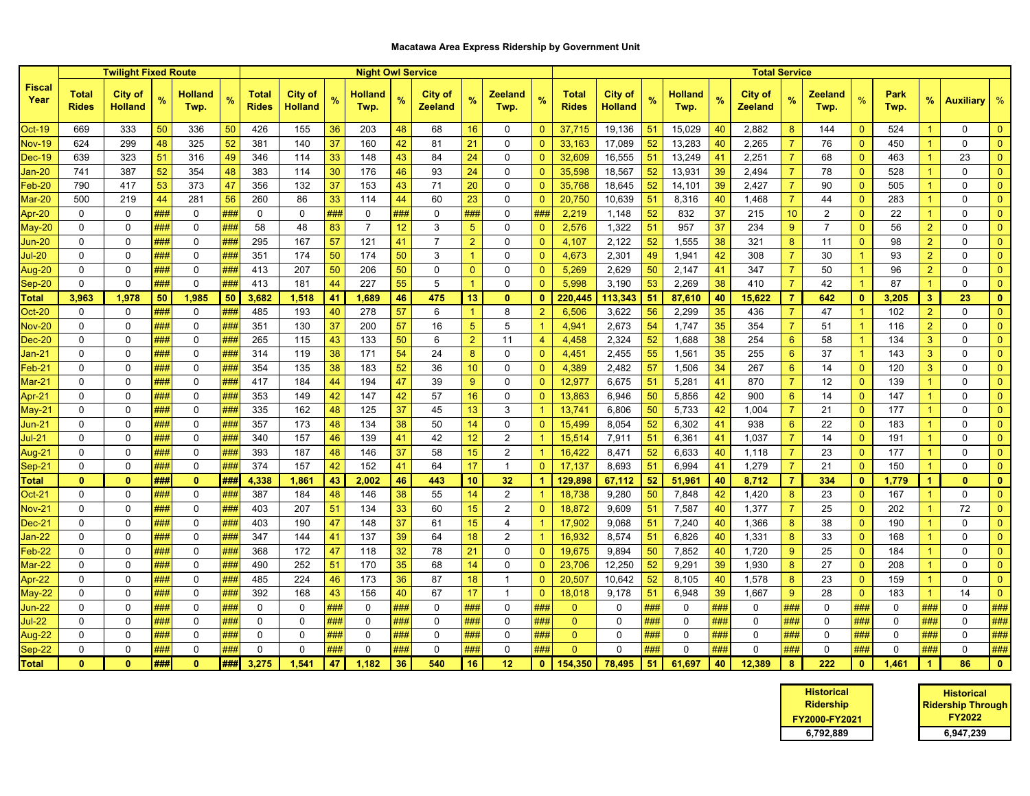# Macatawa Area Express Ridership by Government Unit

| Fiscal Year | Twilight Fixed Route | | | | | Night Owl Service | | | | | | | | | Total Service | | | | | | | | | | | | | | |
|---|---|---|---|---|---|---|---|---|---|---|---|---|---|---|---|---|---|---|---|---|---|---|---|---|---|---|---|---|---|
| | Total Rides | City of Holland | % | Holland Twp. | % | Total Rides | City of Holland | % | Holland Twp. | % | City of Zeeland | % | Zeeland Twp. | % | Total Rides | City of Holland | % | Holland Twp. | % | City of Zeeland | % | Zeeland Twp. | % | Park Twp. | % | Auxiliary | % |
| Oct-19 | 669 | 333 | 50 | 336 | 50 | 426 | 155 | 36 | 203 | 48 | 68 | 16 | 0 | 0 | 37,715 | 19,136 | 51 | 15,029 | 40 | 2,882 | 8 | 144 | 0 | 524 | 1 | 0 | 0 |
| Nov-19 | 624 | 299 | 48 | 325 | 52 | 381 | 140 | 37 | 160 | 42 | 81 | 21 | 0 | 0 | 33,163 | 17,089 | 52 | 13,283 | 40 | 2,265 | 7 | 76 | 0 | 450 | 1 | 0 | 0 |
| Dec-19 | 639 | 323 | 51 | 316 | 49 | 346 | 114 | 33 | 148 | 43 | 84 | 24 | 0 | 0 | 32,609 | 16,555 | 51 | 13,249 | 41 | 2,251 | 7 | 68 | 0 | 463 | 1 | 23 | 0 |
| Jan-20 | 741 | 387 | 52 | 354 | 48 | 383 | 114 | 30 | 176 | 46 | 93 | 24 | 0 | 0 | 35,598 | 18,567 | 52 | 13,931 | 39 | 2,494 | 7 | 78 | 0 | 528 | 1 | 0 | 0 |
| Feb-20 | 790 | 417 | 53 | 373 | 47 | 356 | 132 | 37 | 153 | 43 | 71 | 20 | 0 | 0 | 35,768 | 18,645 | 52 | 14,101 | 39 | 2,427 | 7 | 90 | 0 | 505 | 1 | 0 | 0 |
| Mar-20 | 500 | 219 | 44 | 281 | 56 | 260 | 86 | 33 | 114 | 44 | 60 | 23 | 0 | 0 | 20,750 | 10,639 | 51 | 8,316 | 40 | 1,468 | 7 | 44 | 0 | 283 | 1 | 0 | 0 |
| Apr-20 | 0 | 0 | ### | 0 | ### | 0 | 0 | ### | 0 | ### | 0 | ### | 0 | ### | 2,219 | 1,148 | 52 | 832 | 37 | 215 | 10 | 2 | 0 | 22 | 1 | 0 | 0 |
| May-20 | 0 | 0 | ### | 0 | ### | 58 | 48 | 83 | 7 | 12 | 3 | 5 | 0 | 0 | 2,576 | 1,322 | 51 | 957 | 37 | 234 | 9 | 7 | 0 | 56 | 2 | 0 | 0 |
| Jun-20 | 0 | 0 | ### | 0 | ### | 295 | 167 | 57 | 121 | 41 | 7 | 2 | 0 | 0 | 4,107 | 2,122 | 52 | 1,555 | 38 | 321 | 8 | 11 | 0 | 98 | 2 | 0 | 0 |
| Jul-20 | 0 | 0 | ### | 0 | ### | 351 | 174 | 50 | 174 | 50 | 3 | 1 | 0 | 0 | 4,673 | 2,301 | 49 | 1,941 | 42 | 308 | 7 | 30 | 1 | 93 | 2 | 0 | 0 |
| Aug-20 | 0 | 0 | ### | 0 | ### | 413 | 207 | 50 | 206 | 50 | 0 | 0 | 0 | 0 | 5,269 | 2,629 | 50 | 2,147 | 41 | 347 | 7 | 50 | 1 | 96 | 2 | 0 | 0 |
| Sep-20 | 0 | 0 | ### | 0 | ### | 413 | 181 | 44 | 227 | 55 | 5 | 1 | 0 | 0 | 5,998 | 3,190 | 53 | 2,269 | 38 | 410 | 7 | 42 | 1 | 87 | 1 | 0 | 0 |
| **Total** | **3,963** | **1,978** | **50** | **1,985** | **50** | **3,682** | **1,518** | **41** | **1,689** | **46** | **475** | **13** | **0** | **0** | **220,445** | **113,343** | **51** | **87,610** | **40** | **15,622** | **7** | **642** | **0** | **3,205** | **3** | **23** | **0** |
| Oct-20 | 0 | 0 | ### | 0 | ### | 485 | 193 | 40 | 278 | 57 | 6 | 1 | 8 | 2 | 6,506 | 3,622 | 56 | 2,299 | 35 | 436 | 7 | 47 | 1 | 102 | 2 | 0 | 0 |
| Nov-20 | 0 | 0 | ### | 0 | ### | 351 | 130 | 37 | 200 | 57 | 16 | 5 | 5 | 1 | 4,941 | 2,673 | 54 | 1,747 | 35 | 354 | 7 | 51 | 1 | 116 | 2 | 0 | 0 |
| Dec-20 | 0 | 0 | ### | 0 | ### | 265 | 115 | 43 | 133 | 50 | 6 | 2 | 11 | 4 | 4,458 | 2,324 | 52 | 1,688 | 38 | 254 | 6 | 58 | 1 | 134 | 3 | 0 | 0 |
| Jan-21 | 0 | 0 | ### | 0 | ### | 314 | 119 | 38 | 171 | 54 | 24 | 8 | 0 | 0 | 4,451 | 2,455 | 55 | 1,561 | 35 | 255 | 6 | 37 | 1 | 143 | 3 | 0 | 0 |
| Feb-21 | 0 | 0 | ### | 0 | ### | 354 | 135 | 38 | 183 | 52 | 36 | 10 | 0 | 0 | 4,389 | 2,482 | 57 | 1,506 | 34 | 267 | 6 | 14 | 0 | 120 | 3 | 0 | 0 |
| Mar-21 | 0 | 0 | ### | 0 | ### | 417 | 184 | 44 | 194 | 47 | 39 | 9 | 0 | 0 | 12,977 | 6,675 | 51 | 5,281 | 41 | 870 | 7 | 12 | 0 | 139 | 1 | 0 | 0 |
| Apr-21 | 0 | 0 | ### | 0 | ### | 353 | 149 | 42 | 147 | 42 | 57 | 16 | 0 | 0 | 13,863 | 6,946 | 50 | 5,856 | 42 | 900 | 6 | 14 | 0 | 147 | 1 | 0 | 0 |
| May-21 | 0 | 0 | ### | 0 | ### | 335 | 162 | 48 | 125 | 37 | 45 | 13 | 3 | 1 | 13,741 | 6,806 | 50 | 5,733 | 42 | 1,004 | 7 | 21 | 0 | 177 | 1 | 0 | 0 |
| Jun-21 | 0 | 0 | ### | 0 | ### | 357 | 173 | 48 | 134 | 38 | 50 | 14 | 0 | 0 | 15,499 | 8,054 | 52 | 6,302 | 41 | 938 | 6 | 22 | 0 | 183 | 1 | 0 | 0 |
| Jul-21 | 0 | 0 | ### | 0 | ### | 340 | 157 | 46 | 139 | 41 | 42 | 12 | 2 | 1 | 15,514 | 7,911 | 51 | 6,361 | 41 | 1,037 | 7 | 14 | 0 | 191 | 1 | 0 | 0 |
| Aug-21 | 0 | 0 | ### | 0 | ### | 393 | 187 | 48 | 146 | 37 | 58 | 15 | 2 | 1 | 16,422 | 8,471 | 52 | 6,633 | 40 | 1,118 | 7 | 23 | 0 | 177 | 1 | 0 | 0 |
| Sep-21 | 0 | 0 | ### | 0 | ### | 374 | 157 | 42 | 152 | 41 | 64 | 17 | 1 | 0 | 17,137 | 8,693 | 51 | 6,994 | 41 | 1,279 | 7 | 21 | 0 | 150 | 1 | 0 | 0 |
| **Total** | **0** | **0** | **###** | **0** | **###** | **4,338** | **1,861** | **43** | **2,002** | **46** | **443** | **10** | **32** | **1** | **129,898** | **67,112** | **52** | **51,961** | **40** | **8,712** | **7** | **334** | **0** | **1,779** | **1** | **0** | **0** |
| Oct-21 | 0 | 0 | ### | 0 | ### | 387 | 184 | 48 | 146 | 38 | 55 | 14 | 2 | 1 | 18,738 | 9,280 | 50 | 7,848 | 42 | 1,420 | 8 | 23 | 0 | 167 | 1 | 0 | 0 |
| Nov-21 | 0 | 0 | ### | 0 | ### | 403 | 207 | 51 | 134 | 33 | 60 | 15 | 2 | 0 | 18,872 | 9,609 | 51 | 7,587 | 40 | 1,377 | 7 | 25 | 0 | 202 | 1 | 72 | 0 |
| Dec-21 | 0 | 0 | ### | 0 | ### | 403 | 190 | 47 | 148 | 37 | 61 | 15 | 4 | 1 | 17,902 | 9,068 | 51 | 7,240 | 40 | 1,366 | 8 | 38 | 0 | 190 | 1 | 0 | 0 |
| Jan-22 | 0 | 0 | ### | 0 | ### | 347 | 144 | 41 | 137 | 39 | 64 | 18 | 2 | 1 | 16,932 | 8,574 | 51 | 6,826 | 40 | 1,331 | 8 | 33 | 0 | 168 | 1 | 0 | 0 |
| Feb-22 | 0 | 0 | ### | 0 | ### | 368 | 172 | 47 | 118 | 32 | 78 | 21 | 0 | 0 | 19,675 | 9,894 | 50 | 7,852 | 40 | 1,720 | 9 | 25 | 0 | 184 | 1 | 0 | 0 |
| Mar-22 | 0 | 0 | ### | 0 | ### | 490 | 252 | 51 | 170 | 35 | 68 | 14 | 0 | 0 | 23,706 | 12,250 | 52 | 9,291 | 39 | 1,930 | 8 | 27 | 0 | 208 | 1 | 0 | 0 |
| Apr-22 | 0 | 0 | ### | 0 | ### | 485 | 224 | 46 | 173 | 36 | 87 | 18 | 1 | 0 | 20,507 | 10,642 | 52 | 8,105 | 40 | 1,578 | 8 | 23 | 0 | 159 | 1 | 0 | 0 |
| May-22 | 0 | 0 | ### | 0 | ### | 392 | 168 | 43 | 156 | 40 | 67 | 17 | 1 | 0 | 18,018 | 9,178 | 51 | 6,948 | 39 | 1,667 | 9 | 28 | 0 | 183 | 1 | 14 | 0 |
| Jun-22 | 0 | 0 | ### | 0 | ### | 0 | 0 | ### | 0 | ### | 0 | ### | 0 | ### | 0 | 0 | ### | 0 | ### | 0 | ### | 0 | ### | 0 | ### | 0 | ### |
| Jul-22 | 0 | 0 | ### | 0 | ### | 0 | 0 | ### | 0 | ### | 0 | ### | 0 | ### | 0 | 0 | ### | 0 | ### | 0 | ### | 0 | ### | 0 | ### | 0 | ### |
| Aug-22 | 0 | 0 | ### | 0 | ### | 0 | 0 | ### | 0 | ### | 0 | ### | 0 | ### | 0 | 0 | ### | 0 | ### | 0 | ### | 0 | ### | 0 | ### | 0 | ### |
| Sep-22 | 0 | 0 | ### | 0 | ### | 0 | 0 | ### | 0 | ### | 0 | ### | 0 | ### | 0 | 0 | ### | 0 | ### | 0 | ### | 0 | ### | 0 | ### | 0 | ### |
| **Total** | **0** | **0** | **###** | **0** | **###** | **3,275** | **1,541** | **47** | **1,182** | **36** | **540** | **16** | **12** | **0** | **154,350** | **78,495** | **51** | **61,697** | **40** | **12,389** | **8** | **222** | **0** | **1,461** | **1** | **86** | **0** |

| Historical Ridership FY2000-FY2021 |
|---|
| 6,792,889 |

| Historical Ridership Through FY2022 |
|---|
| 6,947,239 |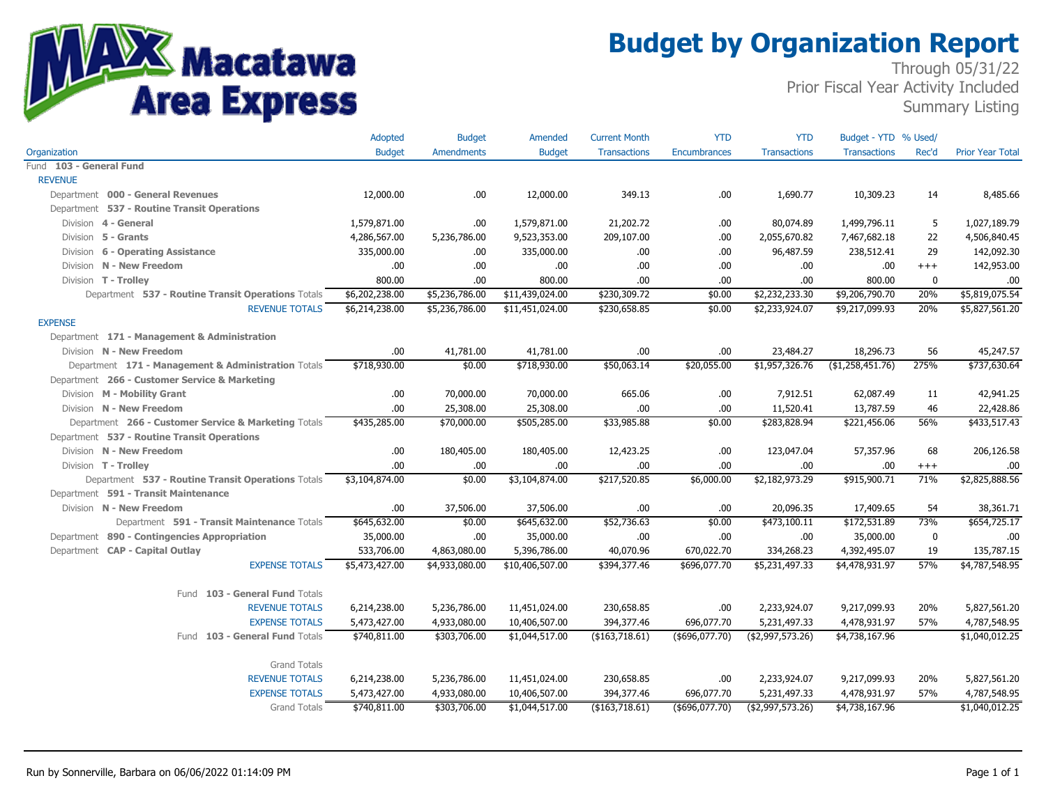# Budget by Organization Report

Through 05/31/22
Prior Fiscal Year Activity Included
Summary Listing

Macatawa Area Express

| Organization | Adopted Budget | Budget Amendments | Amended Budget | Current Month Transactions | YTD Encumbrances | YTD Transactions | Budget - YTD Transactions | % Used/ Rec'd | Prior Year Total |
|---|---|---|---|---|---|---|---|---|---|
| Fund **103 - General Fund** | | | | | | | | | |
| REVENUE | | | | | | | | | |
| Department **000 - General Revenues** | 12,000.00 | .00 | 12,000.00 | 349.13 | .00 | 1,690.77 | 10,309.23 | 14 | 8,485.66 |
| Department **537 - Routine Transit Operations** | | | | | | | | | |
| Division **4 - General** | 1,579,871.00 | .00 | 1,579,871.00 | 21,202.72 | .00 | 80,074.89 | 1,499,796.11 | 5 | 1,027,189.79 |
| Division **5 - Grants** | 4,286,567.00 | 5,236,786.00 | 9,523,353.00 | 209,107.00 | .00 | 2,055,670.82 | 7,467,682.18 | 22 | 4,506,840.45 |
| Division **6 - Operating Assistance** | 335,000.00 | .00 | 335,000.00 | .00 | .00 | 96,487.59 | 238,512.41 | 29 | 142,092.30 |
| Division **N - New Freedom** | .00 | .00 | .00 | .00 | .00 | .00 | .00 | +++ | 142,953.00 |
| Division **T - Trolley** | 800.00 | .00 | 800.00 | .00 | .00 | .00 | 800.00 | 0 | .00 |
| Department **537 - Routine Transit Operations** Totals | $6,202,238.00 | $5,236,786.00 | $11,439,024.00 | $230,309.72 | $0.00 | $2,232,233.30 | $9,206,790.70 | 20% | $5,819,075.54 |
| REVENUE TOTALS | $6,214,238.00 | $5,236,786.00 | $11,451,024.00 | $230,658.85 | $0.00 | $2,233,924.07 | $9,217,099.93 | 20% | $5,827,561.20 |
| EXPENSE | | | | | | | | | |
| Department **171 - Management & Administration** | | | | | | | | | |
| Division **N - New Freedom** | .00 | 41,781.00 | 41,781.00 | .00 | .00 | 23,484.27 | 18,296.73 | 56 | 45,247.57 |
| Department **171 - Management & Administration** Totals | $718,930.00 | $0.00 | $718,930.00 | $50,063.14 | $20,055.00 | $1,957,326.76 | ($1,258,451.76) | 275% | $737,630.64 |
| Department **266 - Customer Service & Marketing** | | | | | | | | | |
| Division **M - Mobility Grant** | .00 | 70,000.00 | 70,000.00 | 665.06 | .00 | 7,912.51 | 62,087.49 | 11 | 42,941.25 |
| Division **N - New Freedom** | .00 | 25,308.00 | 25,308.00 | .00 | .00 | 11,520.41 | 13,787.59 | 46 | 22,428.86 |
| Department **266 - Customer Service & Marketing** Totals | $435,285.00 | $70,000.00 | $505,285.00 | $33,985.88 | $0.00 | $283,828.94 | $221,456.06 | 56% | $433,517.43 |
| Department **537 - Routine Transit Operations** | | | | | | | | | |
| Division **N - New Freedom** | .00 | 180,405.00 | 180,405.00 | 12,423.25 | .00 | 123,047.04 | 57,357.96 | 68 | 206,126.58 |
| Division **T - Trolley** | .00 | .00 | .00 | .00 | .00 | .00 | .00 | +++ | .00 |
| Department **537 - Routine Transit Operations** Totals | $3,104,874.00 | $0.00 | $3,104,874.00 | $217,520.85 | $6,000.00 | $2,182,973.29 | $915,900.71 | 71% | $2,825,888.56 |
| Department **591 - Transit Maintenance** | | | | | | | | | |
| Division **N - New Freedom** | .00 | 37,506.00 | 37,506.00 | .00 | .00 | 20,096.35 | 17,409.65 | 54 | 38,361.71 |
| Department **591 - Transit Maintenance** Totals | $645,632.00 | $0.00 | $645,632.00 | $52,736.63 | $0.00 | $473,100.11 | $172,531.89 | 73% | $654,725.17 |
| Department **890 - Contingencies Appropriation** | 35,000.00 | .00 | 35,000.00 | .00 | .00 | .00 | 35,000.00 | 0 | .00 |
| Department **CAP - Capital Outlay** | 533,706.00 | 4,863,080.00 | 5,396,786.00 | 40,070.96 | 670,022.70 | 334,268.23 | 4,392,495.07 | 19 | 135,787.15 |
| EXPENSE TOTALS | $5,473,427.00 | $4,933,080.00 | $10,406,507.00 | $394,377.46 | $696,077.70 | $5,231,497.33 | $4,478,931.97 | 57% | $4,787,548.95 |
| Fund **103 - General Fund** Totals | | | | | | | | | |
| REVENUE TOTALS | 6,214,238.00 | 5,236,786.00 | 11,451,024.00 | 230,658.85 | .00 | 2,233,924.07 | 9,217,099.93 | 20% | 5,827,561.20 |
| EXPENSE TOTALS | 5,473,427.00 | 4,933,080.00 | 10,406,507.00 | 394,377.46 | 696,077.70 | 5,231,497.33 | 4,478,931.97 | 57% | 4,787,548.95 |
| Fund **103 - General Fund** Totals | $740,811.00 | $303,706.00 | $1,044,517.00 | ($163,718.61) | ($696,077.70) | ($2,997,573.26) | $4,738,167.96 | | $1,040,012.25 |
| Grand Totals | | | | | | | | | |
| REVENUE TOTALS | 6,214,238.00 | 5,236,786.00 | 11,451,024.00 | 230,658.85 | .00 | 2,233,924.07 | 9,217,099.93 | 20% | 5,827,561.20 |
| EXPENSE TOTALS | 5,473,427.00 | 4,933,080.00 | 10,406,507.00 | 394,377.46 | 696,077.70 | 5,231,497.33 | 4,478,931.97 | 57% | 4,787,548.95 |
| Grand Totals | $740,811.00 | $303,706.00 | $1,044,517.00 | ($163,718.61) | ($696,077.70) | ($2,997,573.26) | $4,738,167.96 | | $1,040,012.25 |

Run by Sonnerville, Barbara on 06/06/2022 01:14:09 PM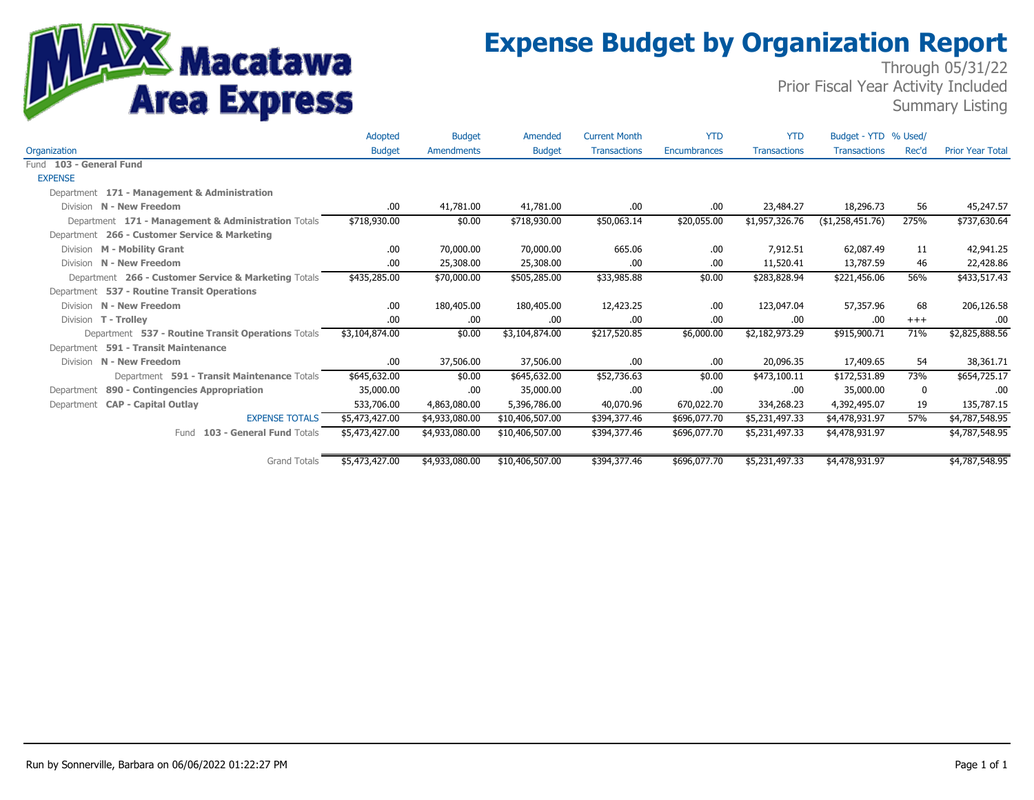# Expense Budget by Organization Report

MAX Macatawa Area Express

Through 05/31/22
Prior Fiscal Year Activity Included
Summary Listing

| Organization | Adopted Budget | Budget Amendments | Amended Budget | Current Month Transactions | YTD Encumbrances | YTD Transactions | Budget - YTD Transactions | % Used/ Rec'd | Prior Year Total |
|---|---|---|---|---|---|---|---|---|---|
| Fund **103 - General Fund** | | | | | | | | | |
| EXPENSE | | | | | | | | | |
| Department **171 - Management & Administration** | | | | | | | | | |
| Division **N - New Freedom** | .00 | 41,781.00 | 41,781.00 | .00 | .00 | 23,484.27 | 18,296.73 | 56 | 45,247.57 |
| Department **171 - Management & Administration** Totals | $718,930.00 | $0.00 | $718,930.00 | $50,063.14 | $20,055.00 | $1,957,326.76 | ($1,258,451.76) | 275% | $737,630.64 |
| Department **266 - Customer Service & Marketing** | | | | | | | | | |
| Division **M - Mobility Grant** | .00 | 70,000.00 | 70,000.00 | 665.06 | .00 | 7,912.51 | 62,087.49 | 11 | 42,941.25 |
| Division **N - New Freedom** | .00 | 25,308.00 | 25,308.00 | .00 | .00 | 11,520.41 | 13,787.59 | 46 | 22,428.86 |
| Department **266 - Customer Service & Marketing** Totals | $435,285.00 | $70,000.00 | $505,285.00 | $33,985.88 | $0.00 | $283,828.94 | $221,456.06 | 56% | $433,517.43 |
| Department **537 - Routine Transit Operations** | | | | | | | | | |
| Division **N - New Freedom** | .00 | 180,405.00 | 180,405.00 | 12,423.25 | .00 | 123,047.04 | 57,357.96 | 68 | 206,126.58 |
| Division **T - Trolley** | .00 | .00 | .00 | .00 | .00 | .00 | .00 | +++ | .00 |
| Department **537 - Routine Transit Operations** Totals | $3,104,874.00 | $0.00 | $3,104,874.00 | $217,520.85 | $6,000.00 | $2,182,973.29 | $915,900.71 | 71% | $2,825,888.56 |
| Department **591 - Transit Maintenance** | | | | | | | | | |
| Division **N - New Freedom** | .00 | 37,506.00 | 37,506.00 | .00 | .00 | 20,096.35 | 17,409.65 | 54 | 38,361.71 |
| Department **591 - Transit Maintenance** Totals | $645,632.00 | $0.00 | $645,632.00 | $52,736.63 | $0.00 | $473,100.11 | $172,531.89 | 73% | $654,725.17 |
| Department **890 - Contingencies Appropriation** | 35,000.00 | .00 | 35,000.00 | .00 | .00 | .00 | 35,000.00 | 0 | .00 |
| Department **CAP - Capital Outlay** | 533,706.00 | 4,863,080.00 | 5,396,786.00 | 40,070.96 | 670,022.70 | 334,268.23 | 4,392,495.07 | 19 | 135,787.15 |
| EXPENSE TOTALS | $5,473,427.00 | $4,933,080.00 | $10,406,507.00 | $394,377.46 | $696,077.70 | $5,231,497.33 | $4,478,931.97 | 57% | $4,787,548.95 |
| Fund **103 - General Fund** Totals | $5,473,427.00 | $4,933,080.00 | $10,406,507.00 | $394,377.46 | $696,077.70 | $5,231,497.33 | $4,478,931.97 | | $4,787,548.95 |
| Grand Totals | $5,473,427.00 | $4,933,080.00 | $10,406,507.00 | $394,377.46 | $696,077.70 | $5,231,497.33 | $4,478,931.97 | | $4,787,548.95 |

Run by Sonnerville, Barbara on 06/06/2022 01:22:27 PM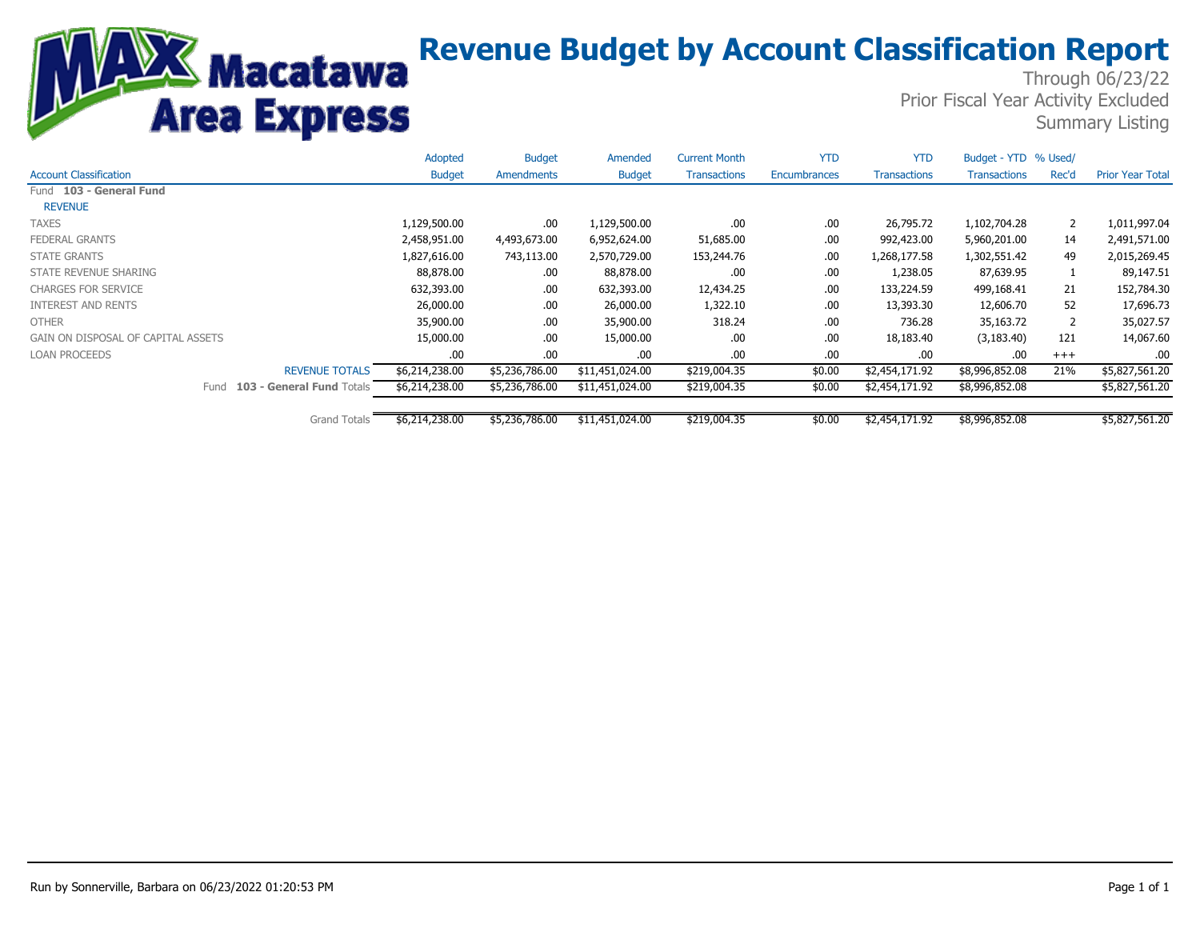# Revenue Budget by Account Classification Report

Through 06/23/22
Prior Fiscal Year Activity Excluded
Summary Listing

| Account Classification | Adopted Budget | Budget Amendments | Amended Budget | Current Month Transactions | YTD Encumbrances | YTD Transactions | Budget - YTD Transactions | % Used/ Rec'd | Prior Year Total |
|---|---|---|---|---|---|---|---|---|---|
| Fund **103 - General Fund** | | | | | | | | | |
| REVENUE | | | | | | | | | |
| TAXES | 1,129,500.00 | .00 | 1,129,500.00 | .00 | .00 | 26,795.72 | 1,102,704.28 | 2 | 1,011,997.04 |
| FEDERAL GRANTS | 2,458,951.00 | 4,493,673.00 | 6,952,624.00 | 51,685.00 | .00 | 992,423.00 | 5,960,201.00 | 14 | 2,491,571.00 |
| STATE GRANTS | 1,827,616.00 | 743,113.00 | 2,570,729.00 | 153,244.76 | .00 | 1,268,177.58 | 1,302,551.42 | 49 | 2,015,269.45 |
| STATE REVENUE SHARING | 88,878.00 | .00 | 88,878.00 | .00 | .00 | 1,238.05 | 87,639.95 | 1 | 89,147.51 |
| CHARGES FOR SERVICE | 632,393.00 | .00 | 632,393.00 | 12,434.25 | .00 | 133,224.59 | 499,168.41 | 21 | 152,784.30 |
| INTEREST AND RENTS | 26,000.00 | .00 | 26,000.00 | 1,322.10 | .00 | 13,393.30 | 12,606.70 | 52 | 17,696.73 |
| OTHER | 35,900.00 | .00 | 35,900.00 | 318.24 | .00 | 736.28 | 35,163.72 | 2 | 35,027.57 |
| GAIN ON DISPOSAL OF CAPITAL ASSETS | 15,000.00 | .00 | 15,000.00 | .00 | .00 | 18,183.40 | (3,183.40) | 121 | 14,067.60 |
| LOAN PROCEEDS | .00 | .00 | .00 | .00 | .00 | .00 | .00 | +++ | .00 |
| REVENUE TOTALS | $6,214,238.00 | $5,236,786.00 | $11,451,024.00 | $219,004.35 | $0.00 | $2,454,171.92 | $8,996,852.08 | 21% | $5,827,561.20 |
| Fund **103 - General Fund** Totals | $6,214,238.00 | $5,236,786.00 | $11,451,024.00 | $219,004.35 | $0.00 | $2,454,171.92 | $8,996,852.08 | | $5,827,561.20 |
| Grand Totals | $6,214,238.00 | $5,236,786.00 | $11,451,024.00 | $219,004.35 | $0.00 | $2,454,171.92 | $8,996,852.08 | | $5,827,561.20 |

Run by Sonnerville, Barbara on 06/23/2022 01:20:53 PM